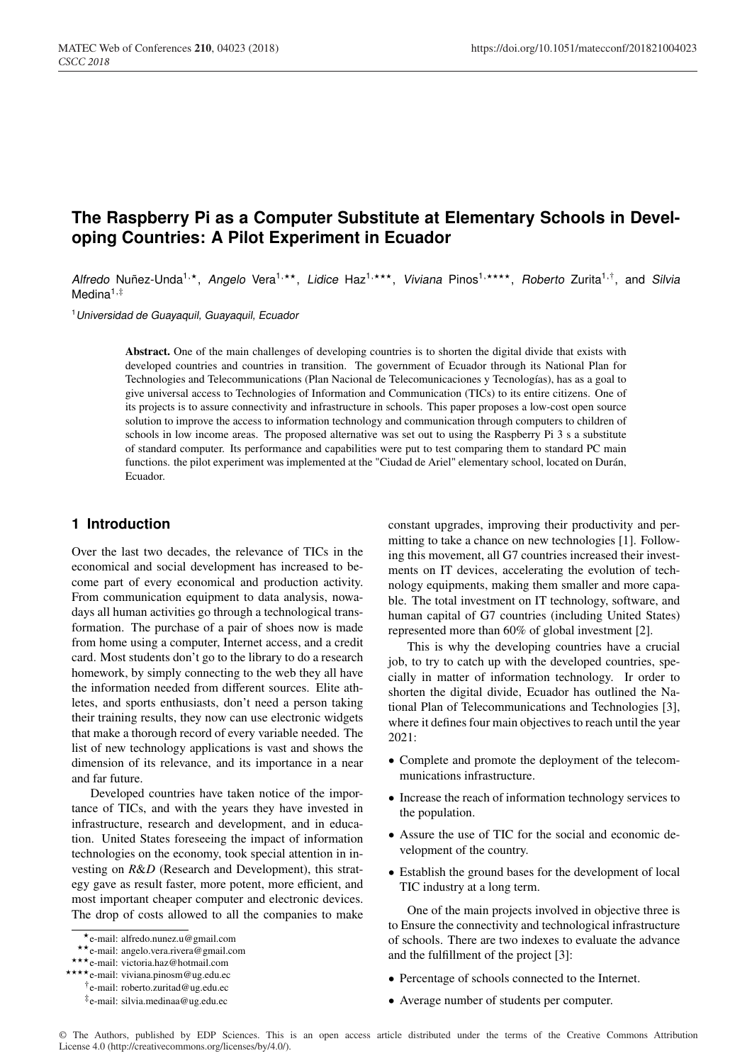# The Raspberry Pi as a Computer Substitute at Elementary Schools in Developing Countries: A Pilot Experiment in Ecuador

*Alfredo* Nuñez-Unda[1,⋆], *Angelo* Vera[1,⋆⋆], *Lidice* Haz[1,⋆⋆⋆], *Viviana* Pinos[1,⋆⋆⋆⋆], *Roberto* Zurita[1,†], and *Silvia* Medina[1,‡]

[1] *Universidad de Guayaquil, Guayaquil, Ecuador*

**Abstract.** One of the main challenges of developing countries is to shorten the digital divide that exists with developed countries and countries in transition. The government of Ecuador through its National Plan for Technologies and Telecommunications (Plan Nacional de Telecomunicaciones y Tecnologías), has as a goal to give universal access to Technologies of Information and Communication (TICs) to its entire citizens. One of its projects is to assure connectivity and infrastructure in schools. This paper proposes a low-cost open source solution to improve the access to information technology and communication through computers to children of schools in low income areas. The proposed alternative was set out to using the Raspberry Pi 3 s a substitute of standard computer. Its performance and capabilities were put to test comparing them to standard PC main functions. the pilot experiment was implemented at the "Ciudad de Ariel" elementary school, located on Durán, Ecuador.

## 1 Introduction

Over the last two decades, the relevance of TICs in the economical and social development has increased to become part of every economical and production activity. From communication equipment to data analysis, nowadays all human activities go through a technological transformation. The purchase of a pair of shoes now is made from home using a computer, Internet access, and a credit card. Most students don't go to the library to do a research homework, by simply connecting to the web they all have the information needed from different sources. Elite athletes, and sports enthusiasts, don't need a person taking their training results, they now can use electronic widgets that make a thorough record of every variable needed. The list of new technology applications is vast and shows the dimension of its relevance, and its importance in a near and far future.

Developed countries have taken notice of the importance of TICs, and with the years they have invested in infrastructure, research and development, and in education. United States foreseeing the impact of information technologies on the economy, took special attention in investing on *R&D* (Research and Development), this strategy gave as result faster, more potent, more efficient, and most important cheaper computer and electronic devices. The drop of costs allowed to all the companies to make constant upgrades, improving their productivity and permitting to take a chance on new technologies [1]. Following this movement, all G7 countries increased their investments on IT devices, accelerating the evolution of technology equipments, making them smaller and more capable. The total investment on IT technology, software, and human capital of G7 countries (including United States) represented more than 60% of global investment [2].

This is why the developing countries have a crucial job, to try to catch up with the developed countries, specially in matter of information technology. Ir order to shorten the digital divide, Ecuador has outlined the National Plan of Telecommunications and Technologies [3], where it defines four main objectives to reach until the year 2021:

- Complete and promote the deployment of the telecommunications infrastructure.
- Increase the reach of information technology services to the population.
- Assure the use of TIC for the social and economic development of the country.
- Establish the ground bases for the development of local TIC industry at a long term.

One of the main projects involved in objective three is to Ensure the connectivity and technological infrastructure of schools. There are two indexes to evaluate the advance and the fulfillment of the project [3]:

- Percentage of schools connected to the Internet.
- Average number of students per computer.

⋆e-mail: alfredo.nunez.u@gmail.com
⋆⋆e-mail: angelo.vera.rivera@gmail.com
⋆⋆⋆e-mail: victoria.haz@hotmail.com
⋆⋆⋆⋆e-mail: viviana.pinosm@ug.edu.ec
†e-mail: roberto.zuritad@ug.edu.ec
‡e-mail: silvia.medinaa@ug.edu.ec

© The Authors, published by EDP Sciences. This is an open access article distributed under the terms of the Creative Commons Attribution License 4.0 (http://creativecommons.org/licenses/by/4.0/).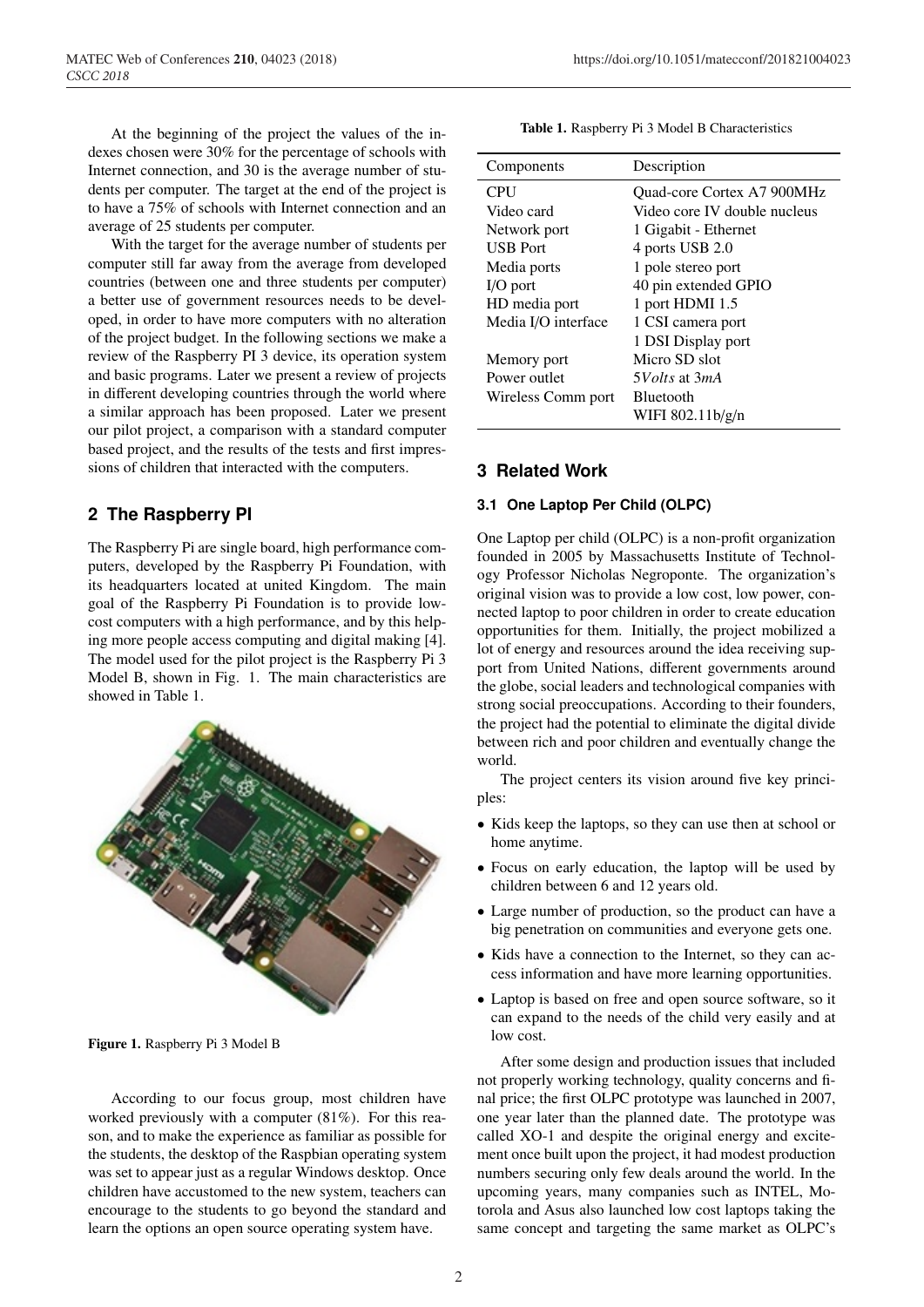At the beginning of the project the values of the indexes chosen were 30% for the percentage of schools with Internet connection, and 30 is the average number of students per computer. The target at the end of the project is to have a 75% of schools with Internet connection and an average of 25 students per computer.

With the target for the average number of students per computer still far away from the average from developed countries (between one and three students per computer) a better use of government resources needs to be developed, in order to have more computers with no alteration of the project budget. In the following sections we make a review of the Raspberry PI 3 device, its operation system and basic programs. Later we present a review of projects in different developing countries through the world where a similar approach has been proposed. Later we present our pilot project, a comparison with a standard computer based project, and the results of the tests and first impressions of children that interacted with the computers.

## 2 The Raspberry PI

The Raspberry Pi are single board, high performance computers, developed by the Raspberry Pi Foundation, with its headquarters located at united Kingdom. The main goal of the Raspberry Pi Foundation is to provide low-cost computers with a high performance, and by this helping more people access computing and digital making [4]. The model used for the pilot project is the Raspberry Pi 3 Model B, shown in Fig. 1. The main characteristics are showed in Table 1.

**Figure 1.** Raspberry Pi 3 Model B

According to our focus group, most children have worked previously with a computer (81%). For this reason, and to make the experience as familiar as possible for the students, the desktop of the Raspbian operating system was set to appear just as a regular Windows desktop. Once children have accustomed to the new system, teachers can encourage to the students to go beyond the standard and learn the options an open source operating system have.

**Table 1.** Raspberry Pi 3 Model B Characteristics

| Components | Description |
|---|---|
| CPU | Quad-core Cortex A7 900MHz |
| Video card | Video core IV double nucleus |
| Network port | 1 Gigabit - Ethernet |
| USB Port | 4 ports USB 2.0 |
| Media ports | 1 pole stereo port |
| I/O port | 40 pin extended GPIO |
| HD media port | 1 port HDMI 1.5 |
| Media I/O interface | 1 CSI camera port |
| | 1 DSI Display port |
| Memory port | Micro SD slot |
| Power outlet | 5*Volts* at 3*mA* |
| Wireless Comm port | Bluetooth |
| | WIFI 802.11b/g/n |

## 3 Related Work

### 3.1 One Laptop Per Child (OLPC)

One Laptop per child (OLPC) is a non-profit organization founded in 2005 by Massachusetts Institute of Technology Professor Nicholas Negroponte. The organization's original vision was to provide a low cost, low power, connected laptop to poor children in order to create education opportunities for them. Initially, the project mobilized a lot of energy and resources around the idea receiving support from United Nations, different governments around the globe, social leaders and technological companies with strong social preoccupations. According to their founders, the project had the potential to eliminate the digital divide between rich and poor children and eventually change the world.

The project centers its vision around five key principles:

- Kids keep the laptops, so they can use then at school or home anytime.
- Focus on early education, the laptop will be used by children between 6 and 12 years old.
- Large number of production, so the product can have a big penetration on communities and everyone gets one.
- Kids have a connection to the Internet, so they can access information and have more learning opportunities.
- Laptop is based on free and open source software, so it can expand to the needs of the child very easily and at low cost.

After some design and production issues that included not properly working technology, quality concerns and final price; the first OLPC prototype was launched in 2007, one year later than the planned date. The prototype was called XO-1 and despite the original energy and excitement once built upon the project, it had modest production numbers securing only few deals around the world. In the upcoming years, many companies such as INTEL, Motorola and Asus also launched low cost laptops taking the same concept and targeting the same market as OLPC's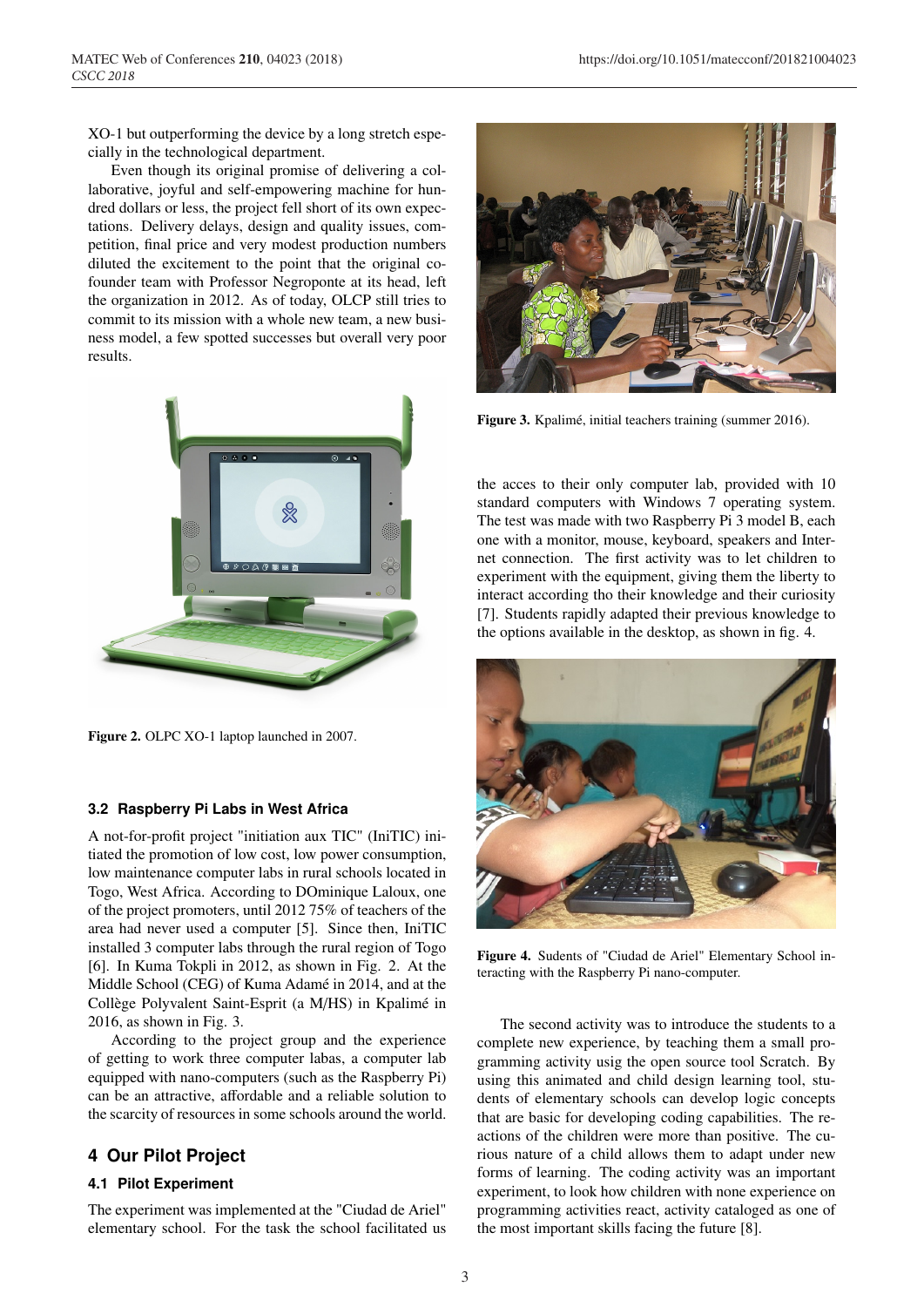XO-1 but outperforming the device by a long stretch especially in the technological department.

Even though its original promise of delivering a collaborative, joyful and self-empowering machine for hundred dollars or less, the project fell short of its own expectations. Delivery delays, design and quality issues, competition, final price and very modest production numbers diluted the excitement to the point that the original cofounder team with Professor Negroponte at its head, left the organization in 2012. As of today, OLCP still tries to commit to its mission with a whole new team, a new business model, a few spotted successes but overall very poor results.

**Figure 2.** OLPC XO-1 laptop launched in 2007.

### 3.2 Raspberry Pi Labs in West Africa

A not-for-profit project "initiation aux TIC" (IniTIC) initiated the promotion of low cost, low power consumption, low maintenance computer labs in rural schools located in Togo, West Africa. According to DOminique Laloux, one of the project promoters, until 2012 75% of teachers of the area had never used a computer [5]. Since then, IniTIC installed 3 computer labs through the rural region of Togo [6]. In Kuma Tokpli in 2012, as shown in Fig. 2. At the Middle School (CEG) of Kuma Adamé in 2014, and at the Collège Polyvalent Saint-Esprit (a M/HS) in Kpalimé in 2016, as shown in Fig. 3.

According to the project group and the experience of getting to work three computer labas, a computer lab equipped with nano-computers (such as the Raspberry Pi) can be an attractive, affordable and a reliable solution to the scarcity of resources in some schools around the world.

## 4 Our Pilot Project

### 4.1 Pilot Experiment

The experiment was implemented at the "Ciudad de Ariel" elementary school. For the task the school facilitated us the acces to their only computer lab, provided with 10 standard computers with Windows 7 operating system. The test was made with two Raspberry Pi 3 model B, each one with a monitor, mouse, keyboard, speakers and Internet connection. The first activity was to let children to experiment with the equipment, giving them the liberty to interact according tho their knowledge and their curiosity [7]. Students rapidly adapted their previous knowledge to the options available in the desktop, as shown in fig. 4.

**Figure 3.** Kpalimé, initial teachers training (summer 2016).

**Figure 4.** Sudents of "Ciudad de Ariel" Elementary School interacting with the Raspberry Pi nano-computer.

The second activity was to introduce the students to a complete new experience, by teaching them a small programming activity usig the open source tool Scratch. By using this animated and child design learning tool, students of elementary schools can develop logic concepts that are basic for developing coding capabilities. The reactions of the children were more than positive. The curious nature of a child allows them to adapt under new forms of learning. The coding activity was an important experiment, to look how children with none experience on programming activities react, activity cataloged as one of the most important skills facing the future [8].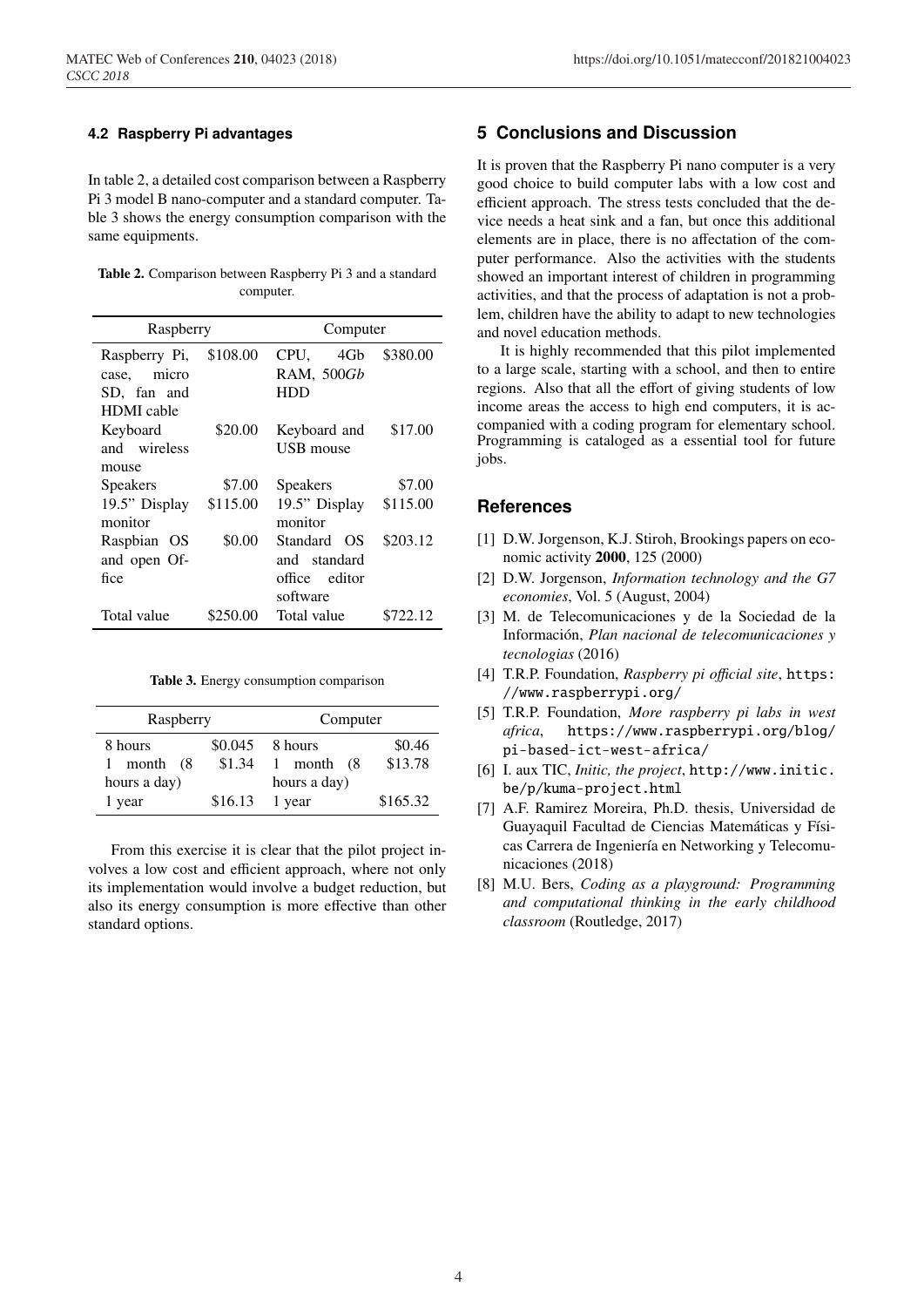### 4.2 Raspberry Pi advantages

In table 2, a detailed cost comparison between a Raspberry Pi 3 model B nano-computer and a standard computer. Table 3 shows the energy consumption comparison with the same equipments.

**Table 2.** Comparison between Raspberry Pi 3 and a standard computer.

| Raspberry | | Computer | |
|---|---|---|---|
| Raspberry Pi, case, micro SD, fan and HDMI cable | \$108.00 | CPU, 4Gb RAM, 500*Gb* HDD | \$380.00 |
| Keyboard and wireless mouse | \$20.00 | Keyboard and USB mouse | \$17.00 |
| Speakers | \$7.00 | Speakers | \$7.00 |
| 19.5" Display monitor | \$115.00 | 19.5" Display monitor | \$115.00 |
| Raspbian OS and open Office | \$0.00 | Standard OS and standard office editor software | \$203.12 |
| Total value | \$250.00 | Total value | \$722.12 |

**Table 3.** Energy consumption comparison

| Raspberry | | Computer | |
|---|---|---|---|
| 8 hours | \$0.045 | 8 hours | \$0.46 |
| 1 month (8 hours a day) | \$1.34 | 1 month (8 hours a day) | \$13.78 |
| 1 year | \$16.13 | 1 year | \$165.32 |

From this exercise it is clear that the pilot project involves a low cost and efficient approach, where not only its implementation would involve a budget reduction, but also its energy consumption is more effective than other standard options.

## 5 Conclusions and Discussion

It is proven that the Raspberry Pi nano computer is a very good choice to build computer labs with a low cost and efficient approach. The stress tests concluded that the device needs a heat sink and a fan, but once this additional elements are in place, there is no affectation of the computer performance. Also the activities with the students showed an important interest of children in programming activities, and that the process of adaptation is not a problem, children have the ability to adapt to new technologies and novel education methods.

It is highly recommended that this pilot implemented to a large scale, starting with a school, and then to entire regions. Also that all the effort of giving students of low income areas the access to high end computers, it is accompanied with a coding program for elementary school. Programming is cataloged as a essential tool for future jobs.

## References

[1] D.W. Jorgenson, K.J. Stiroh, Brookings papers on economic activity **2000**, 125 (2000)

[2] D.W. Jorgenson, *Information technology and the G7 economies*, Vol. 5 (August, 2004)

[3] M. de Telecomunicaciones y de la Sociedad de la Información, *Plan nacional de telecomunicaciones y tecnologias* (2016)

[4] T.R.P. Foundation, *Raspberry pi official site*, https://www.raspberrypi.org/

[5] T.R.P. Foundation, *More raspberry pi labs in west africa*, https://www.raspberrypi.org/blog/pi-based-ict-west-africa/

[6] I. aux TIC, *Initic, the project*, http://www.initic.be/p/kuma-project.html

[7] A.F. Ramirez Moreira, Ph.D. thesis, Universidad de Guayaquil Facultad de Ciencias Matemáticas y Físicas Carrera de Ingeniería en Networking y Telecomunicaciones (2018)

[8] M.U. Bers, *Coding as a playground: Programming and computational thinking in the early childhood classroom* (Routledge, 2017)